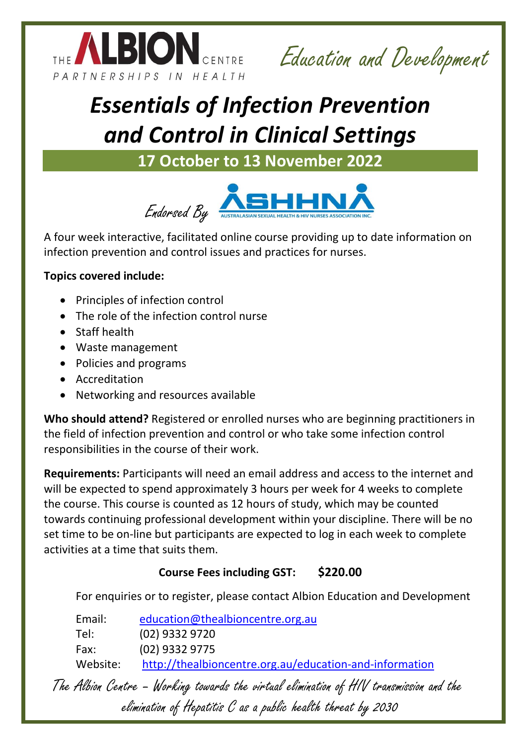THE ALBION CENTRE
PARTNERSHIPS IN HEALTH

*Education and Development*

# *Essentials of Infection Prevention and Control in Clinical Settings*

## 17 October to 13 November 2022

*Endorsed By* ASHHNA AUSTRALASIAN SEXUAL HEALTH & HIV NURSES ASSOCIATION INC.

A four week interactive, facilitated online course providing up to date information on infection prevention and control issues and practices for nurses.

**Topics covered include:**

- Principles of infection control
- The role of the infection control nurse
- Staff health
- Waste management
- Policies and programs
- Accreditation
- Networking and resources available

**Who should attend?** Registered or enrolled nurses who are beginning practitioners in the field of infection prevention and control or who take some infection control responsibilities in the course of their work.

**Requirements:** Participants will need an email address and access to the internet and will be expected to spend approximately 3 hours per week for 4 weeks to complete the course. This course is counted as 12 hours of study, which may be counted towards continuing professional development within your discipline. There will be no set time to be on-line but participants are expected to log in each week to complete activities at a time that suits them.

**Course Fees including GST: $220.00**

For enquiries or to register, please contact Albion Education and Development

Email: education@thealbioncentre.org.au
Tel: (02) 9332 9720
Fax: (02) 9332 9775
Website: http://thealbioncentre.org.au/education-and-information

*The Albion Centre – Working towards the virtual elimination of HIV transmission and the elimination of Hepatitis C as a public health threat by 2030*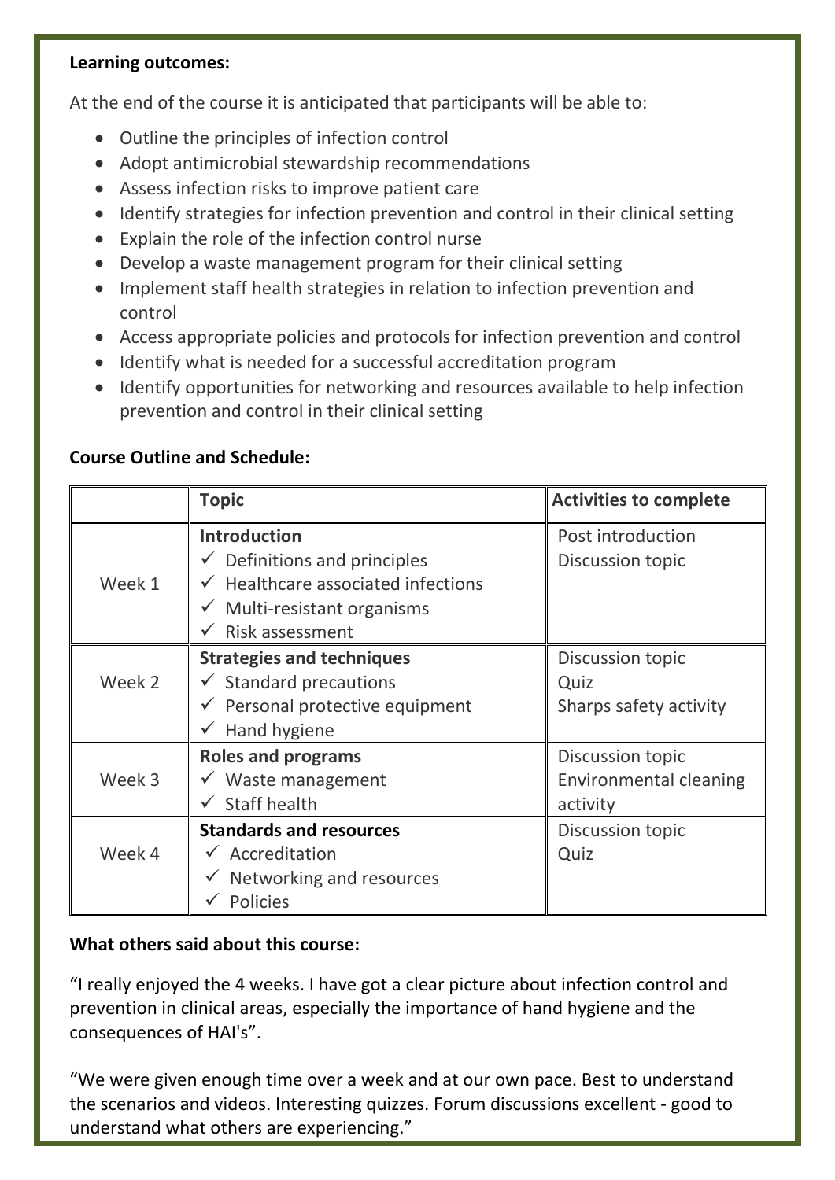**Learning outcomes:**

At the end of the course it is anticipated that participants will be able to:

- Outline the principles of infection control
- Adopt antimicrobial stewardship recommendations
- Assess infection risks to improve patient care
- Identify strategies for infection prevention and control in their clinical setting
- Explain the role of the infection control nurse
- Develop a waste management program for their clinical setting
- Implement staff health strategies in relation to infection prevention and control
- Access appropriate policies and protocols for infection prevention and control
- Identify what is needed for a successful accreditation program
- Identify opportunities for networking and resources available to help infection prevention and control in their clinical setting

**Course Outline and Schedule:**

| | Topic | Activities to complete |
|---|---|---|
| Week 1 | **Introduction**<br>✓ Definitions and principles<br>✓ Healthcare associated infections<br>✓ Multi-resistant organisms<br>✓ Risk assessment | Post introduction<br>Discussion topic |
| Week 2 | **Strategies and techniques**<br>✓ Standard precautions<br>✓ Personal protective equipment<br>✓ Hand hygiene | Discussion topic<br>Quiz<br>Sharps safety activity |
| Week 3 | **Roles and programs**<br>✓ Waste management<br>✓ Staff health | Discussion topic<br>Environmental cleaning activity |
| Week 4 | **Standards and resources**<br>✓ Accreditation<br>✓ Networking and resources<br>✓ Policies | Discussion topic<br>Quiz |

**What others said about this course:**

"I really enjoyed the 4 weeks. I have got a clear picture about infection control and prevention in clinical areas, especially the importance of hand hygiene and the consequences of HAI's".

"We were given enough time over a week and at our own pace. Best to understand the scenarios and videos. Interesting quizzes. Forum discussions excellent - good to understand what others are experiencing."